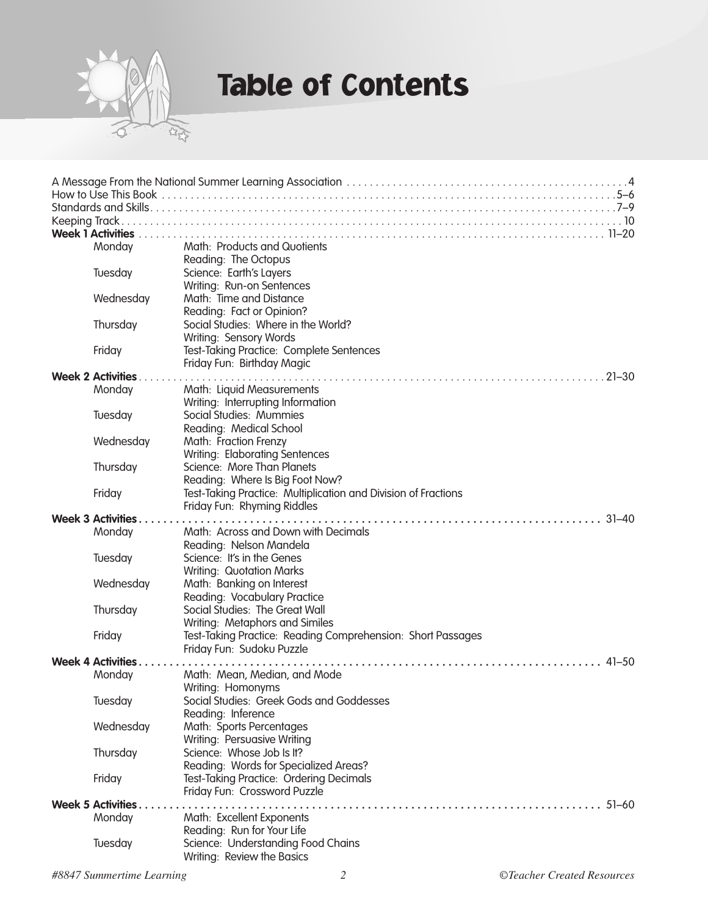# Table of Contents

A Message From the National Summer Learning Association . . . . . 4
How to Use This Book . . . . . 5–6
Standards and Skills . . . . . 7–9
Keeping Track . . . . . 10

**Week 1 Activities** . . . . . 11–20

| | |
|---|---|
| Monday | Math: Products and Quotients<br>Reading: The Octopus |
| Tuesday | Science: Earth's Layers<br>Writing: Run-on Sentences |
| Wednesday | Math: Time and Distance<br>Reading: Fact or Opinion? |
| Thursday | Social Studies: Where in the World?<br>Writing: Sensory Words |
| Friday | Test-Taking Practice: Complete Sentences<br>Friday Fun: Birthday Magic |

**Week 2 Activities** . . . . . 21–30

| | |
|---|---|
| Monday | Math: Liquid Measurements<br>Writing: Interrupting Information |
| Tuesday | Social Studies: Mummies<br>Reading: Medical School |
| Wednesday | Math: Fraction Frenzy<br>Writing: Elaborating Sentences |
| Thursday | Science: More Than Planets<br>Reading: Where Is Big Foot Now? |
| Friday | Test-Taking Practice: Multiplication and Division of Fractions<br>Friday Fun: Rhyming Riddles |

**Week 3 Activities** . . . . . 31–40

| | |
|---|---|
| Monday | Math: Across and Down with Decimals<br>Reading: Nelson Mandela |
| Tuesday | Science: It's in the Genes<br>Writing: Quotation Marks |
| Wednesday | Math: Banking on Interest<br>Reading: Vocabulary Practice |
| Thursday | Social Studies: The Great Wall<br>Writing: Metaphors and Similes |
| Friday | Test-Taking Practice: Reading Comprehension: Short Passages<br>Friday Fun: Sudoku Puzzle |

**Week 4 Activities** . . . . . 41–50

| | |
|---|---|
| Monday | Math: Mean, Median, and Mode<br>Writing: Homonyms |
| Tuesday | Social Studies: Greek Gods and Goddesses<br>Reading: Inference |
| Wednesday | Math: Sports Percentages<br>Writing: Persuasive Writing |
| Thursday | Science: Whose Job Is It?<br>Reading: Words for Specialized Areas? |
| Friday | Test-Taking Practice: Ordering Decimals<br>Friday Fun: Crossword Puzzle |

**Week 5 Activities** . . . . . 51–60

| | |
|---|---|
| Monday | Math: Excellent Exponents<br>Reading: Run for Your Life |
| Tuesday | Science: Understanding Food Chains<br>Writing: Review the Basics |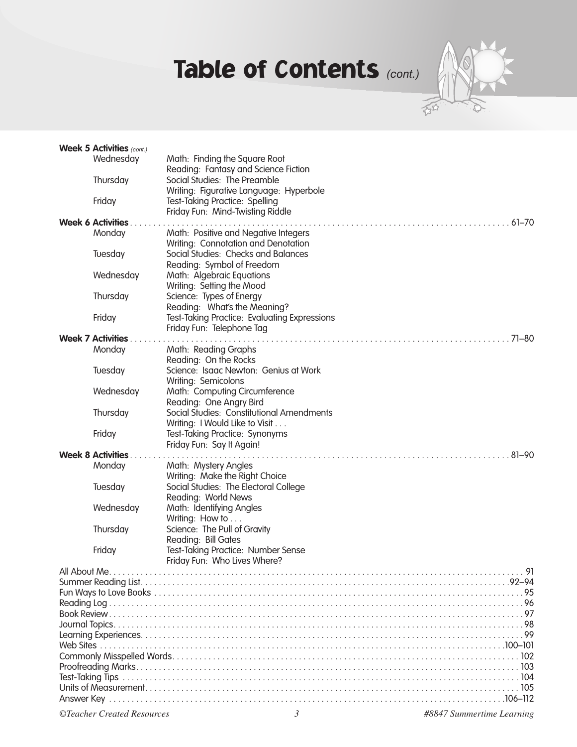# Table of Contents *(cont.)*

**Week 5 Activities** *(cont.)*

| | | |
|---|---|---|
| Wednesday | Math: Finding the Square Root<br>Reading: Fantasy and Science Fiction | |
| Thursday | Social Studies: The Preamble<br>Writing: Figurative Language: Hyperbole | |
| Friday | Test-Taking Practice: Spelling<br>Friday Fun: Mind-Twisting Riddle | |
| **Week 6 Activities** | | 61–70 |
| Monday | Math: Positive and Negative Integers<br>Writing: Connotation and Denotation | |
| Tuesday | Social Studies: Checks and Balances<br>Reading: Symbol of Freedom | |
| Wednesday | Math: Algebraic Equations<br>Writing: Setting the Mood | |
| Thursday | Science: Types of Energy<br>Reading: What's the Meaning? | |
| Friday | Test-Taking Practice: Evaluating Expressions<br>Friday Fun: Telephone Tag | |
| **Week 7 Activities** | | 71–80 |
| Monday | Math: Reading Graphs<br>Reading: On the Rocks | |
| Tuesday | Science: Isaac Newton: Genius at Work<br>Writing: Semicolons | |
| Wednesday | Math: Computing Circumference<br>Reading: One Angry Bird | |
| Thursday | Social Studies: Constitutional Amendments<br>Writing: I Would Like to Visit . . . | |
| Friday | Test-Taking Practice: Synonyms<br>Friday Fun: Say It Again! | |
| **Week 8 Activities** | | 81–90 |
| Monday | Math: Mystery Angles<br>Writing: Make the Right Choice | |
| Tuesday | Social Studies: The Electoral College<br>Reading: World News | |
| Wednesday | Math: Identifying Angles<br>Writing: How to . . . | |
| Thursday | Science: The Pull of Gravity<br>Reading: Bill Gates | |
| Friday | Test-Taking Practice: Number Sense<br>Friday Fun: Who Lives Where? | |

| | |
|---|---|
| All About Me | 91 |
| Summer Reading List | 92–94 |
| Fun Ways to Love Books | 95 |
| Reading Log | 96 |
| Book Review | 97 |
| Journal Topics | 98 |
| Learning Experiences | 99 |
| Web Sites | 100–101 |
| Commonly Misspelled Words | 102 |
| Proofreading Marks | 103 |
| Test-Taking Tips | 104 |
| Units of Measurement | 105 |
| Answer Key | 106–112 |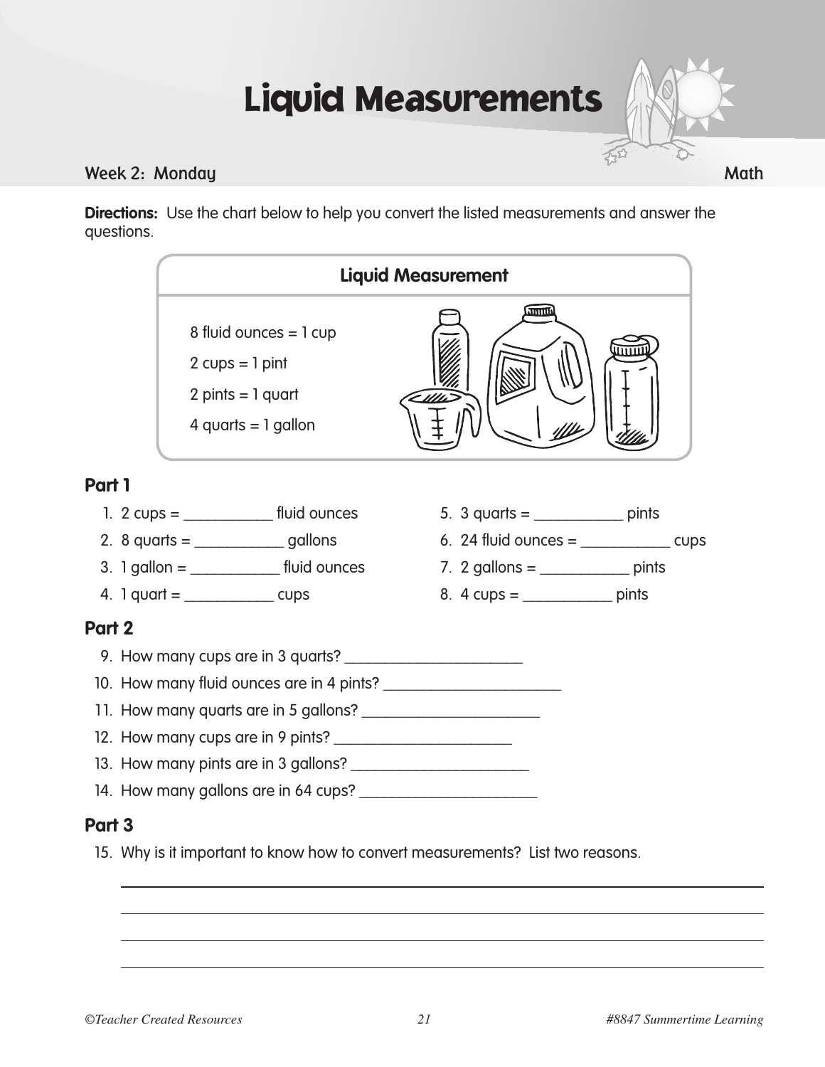# Liquid Measurements

Week 2: Monday — Math

**Directions:** Use the chart below to help you convert the listed measurements and answer the questions.

**Liquid Measurement**

8 fluid ounces = 1 cup

2 cups = 1 pint

2 pints = 1 quart

4 quarts = 1 gallon

## Part 1

1. 2 cups = ___________ fluid ounces
2. 8 quarts = ___________ gallons
3. 1 gallon = ___________ fluid ounces
4. 1 quart = ___________ cups
5. 3 quarts = ___________ pints
6. 24 fluid ounces = ___________ cups
7. 2 gallons = ___________ pints
8. 4 cups = ___________ pints

## Part 2

9. How many cups are in 3 quarts? ______________________
10. How many fluid ounces are in 4 pints? ______________________
11. How many quarts are in 5 gallons? ______________________
12. How many cups are in 9 pints? ______________________
13. How many pints are in 3 gallons? ______________________
14. How many gallons are in 64 cups? ______________________

## Part 3

15. Why is it important to know how to convert measurements? List two reasons.

____________________________________________________________

____________________________________________________________

____________________________________________________________

____________________________________________________________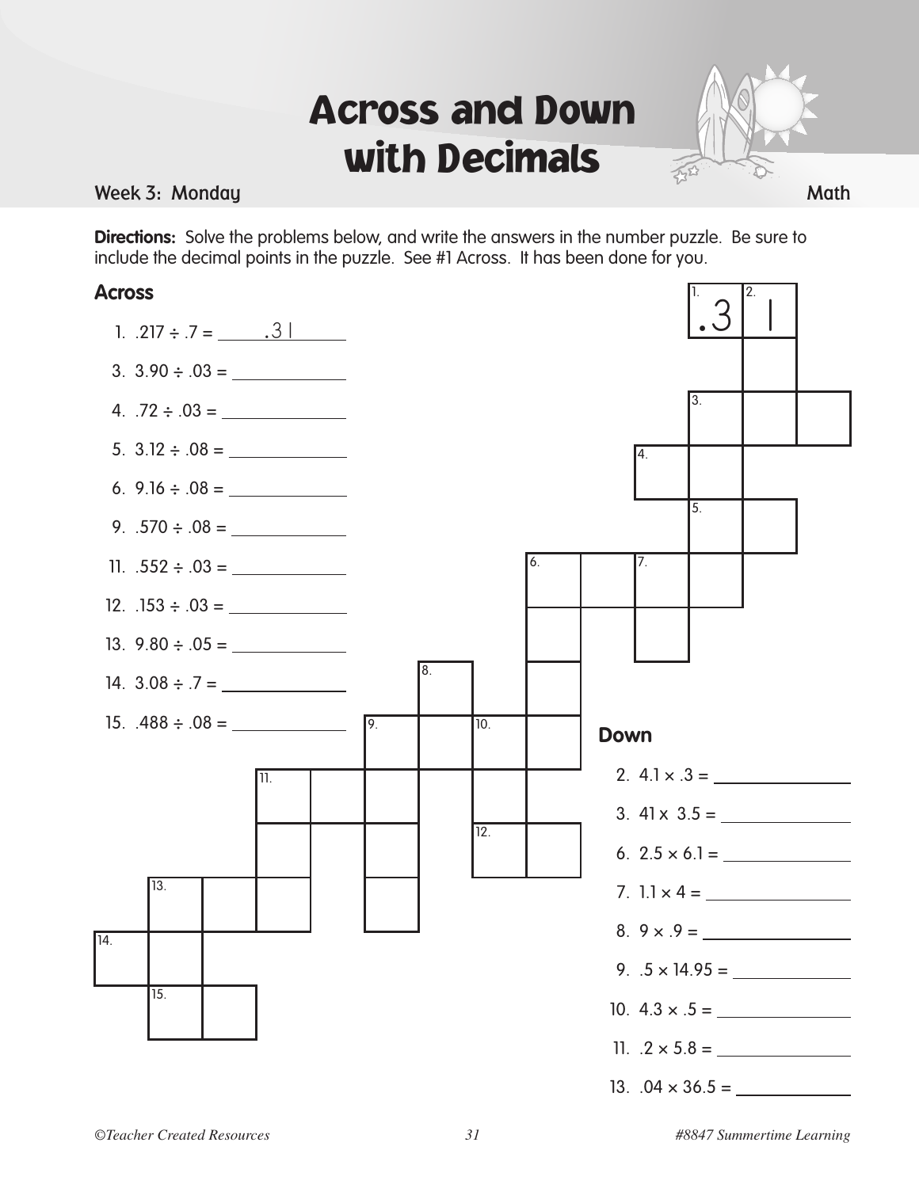# Across and Down with Decimals

Week 3: Monday — Math

**Directions:** Solve the problems below, and write the answers in the number puzzle. Be sure to include the decimal points in the puzzle. See #1 Across. It has been done for you.

### Across

1. .217 ÷ .7 = .31
3. 3.90 ÷ .03 = ______
4. .72 ÷ .03 = ______
5. 3.12 ÷ .08 = ______
6. 9.16 ÷ .08 = ______
9. .570 ÷ .08 = ______
11. .552 ÷ .03 = ______
12. .153 ÷ .03 = ______
13. 9.80 ÷ .05 = ______
14. 3.08 ÷ .7 = ______
15. .488 ÷ .08 = ______

### Down

2. 4.1 × .3 = ______
3. 41 × 3.5 = ______
6. 2.5 × 6.1 = ______
7. 1.1 × 4 = ______
8. 9 × .9 = ______
9. .5 × 14.95 = ______
10. 4.3 × .5 = ______
11. .2 × 5.8 = ______
13. .04 × 36.5 = ______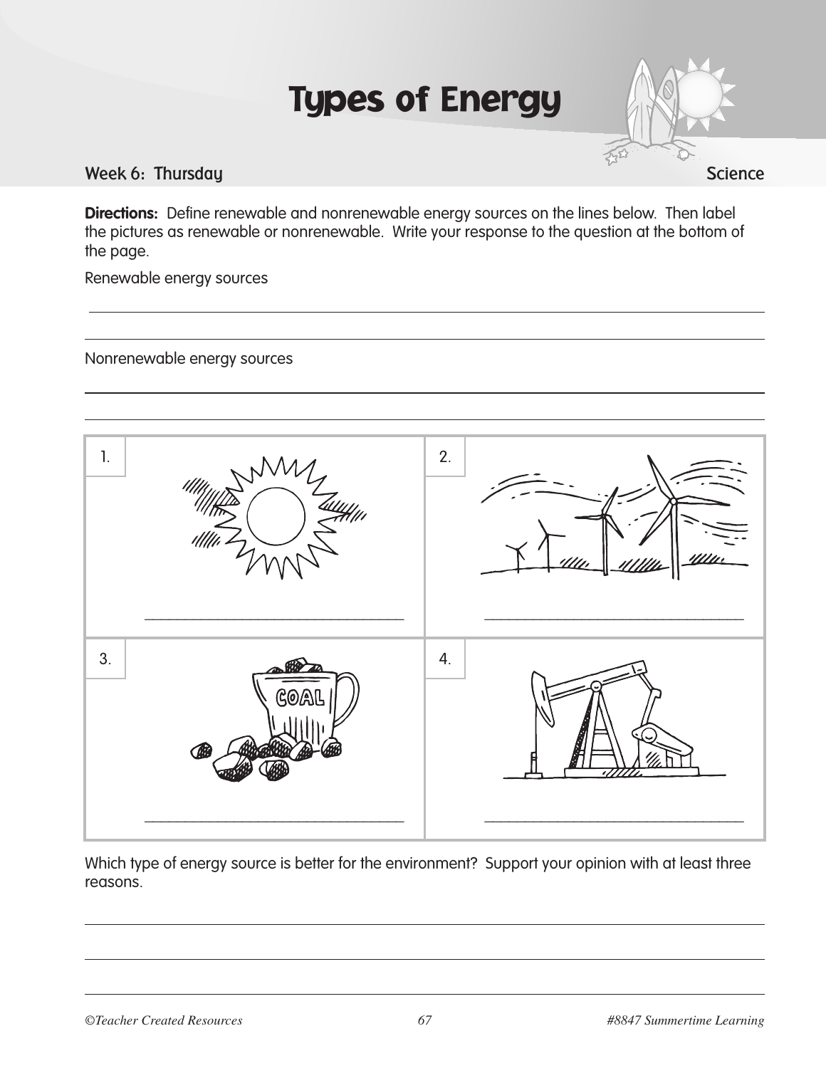# Types of Energy

Week 6: Thursday

Science

**Directions:** Define renewable and nonrenewable energy sources on the lines below. Then label the pictures as renewable or nonrenewable. Write your response to the question at the bottom of the page.

Renewable energy sources

______________________________________________________________________

______________________________________________________________________

Nonrenewable energy sources

______________________________________________________________________

______________________________________________________________________

1. ______________________________

2. ______________________________

3. COAL ______________________________

4. ______________________________

Which type of energy source is better for the environment? Support your opinion with at least three reasons.

______________________________________________________________________

______________________________________________________________________

______________________________________________________________________

©Teacher Created Resources

#8847 Summertime Learning